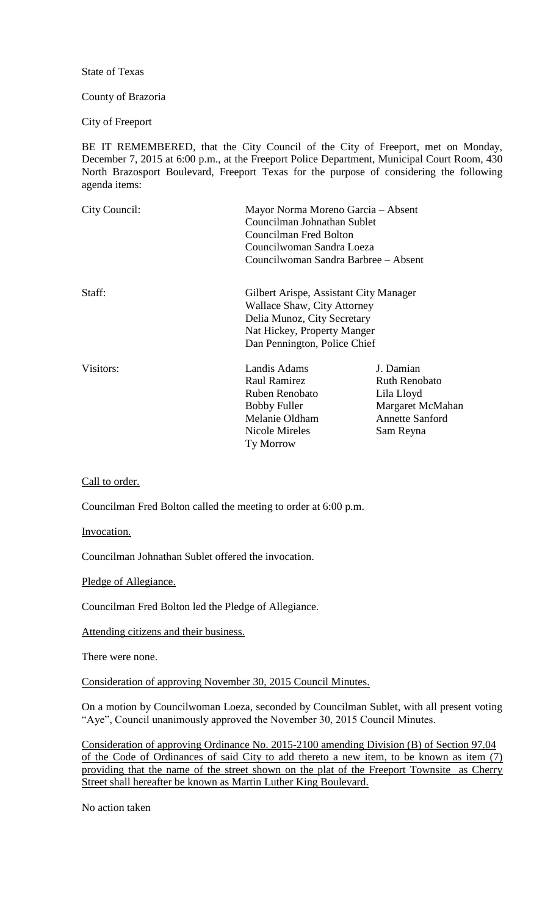State of Texas

County of Brazoria

City of Freeport

BE IT REMEMBERED, that the City Council of the City of Freeport, met on Monday, December 7, 2015 at 6:00 p.m., at the Freeport Police Department, Municipal Court Room, 430 North Brazosport Boulevard, Freeport Texas for the purpose of considering the following agenda items:

| | | |
|---|---|---|
| City Council: | Mayor Norma Moreno Garcia – Absent<br>Councilman Johnathan Sublet<br>Councilman Fred Bolton<br>Councilwoman Sandra Loeza<br>Councilwoman Sandra Barbree – Absent | |
| Staff: | Gilbert Arispe, Assistant City Manager<br>Wallace Shaw, City Attorney<br>Delia Munoz, City Secretary<br>Nat Hickey, Property Manger<br>Dan Pennington, Police Chief | |
| Visitors: | Landis Adams<br>Raul Ramirez<br>Ruben Renobato<br>Bobby Fuller<br>Melanie Oldham<br>Nicole Mireles<br>Ty Morrow | J. Damian<br>Ruth Renobato<br>Lila Lloyd<br>Margaret McMahan<br>Annette Sanford<br>Sam Reyna |

Call to order.

Councilman Fred Bolton called the meeting to order at 6:00 p.m.

Invocation.

Councilman Johnathan Sublet offered the invocation.

Pledge of Allegiance.

Councilman Fred Bolton led the Pledge of Allegiance.

Attending citizens and their business.

There were none.

Consideration of approving November 30, 2015 Council Minutes.

On a motion by Councilwoman Loeza, seconded by Councilman Sublet, with all present voting "Aye", Council unanimously approved the November 30, 2015 Council Minutes.

Consideration of approving Ordinance No. 2015-2100 amending Division (B) of Section 97.04 of the Code of Ordinances of said City to add thereto a new item, to be known as item (7) providing that the name of the street shown on the plat of the Freeport Townsite as Cherry Street shall hereafter be known as Martin Luther King Boulevard.

No action taken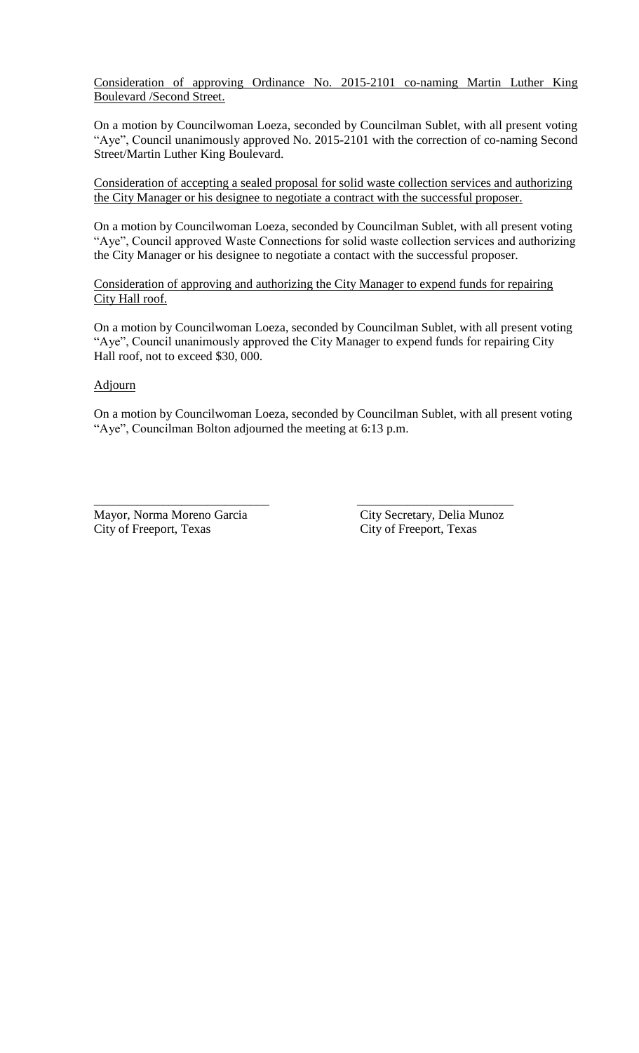Consideration of approving Ordinance No. 2015-2101 co-naming Martin Luther King Boulevard /Second Street.

On a motion by Councilwoman Loeza, seconded by Councilman Sublet, with all present voting "Aye", Council unanimously approved No. 2015-2101 with the correction of co-naming Second Street/Martin Luther King Boulevard.

Consideration of accepting a sealed proposal for solid waste collection services and authorizing the City Manager or his designee to negotiate a contract with the successful proposer.

On a motion by Councilwoman Loeza, seconded by Councilman Sublet, with all present voting "Aye", Council approved Waste Connections for solid waste collection services and authorizing the City Manager or his designee to negotiate a contact with the successful proposer.

Consideration of approving and authorizing the City Manager to expend funds for repairing City Hall roof.

On a motion by Councilwoman Loeza, seconded by Councilman Sublet, with all present voting "Aye", Council unanimously approved the City Manager to expend funds for repairing City Hall roof, not to exceed $30, 000.

Adjourn

On a motion by Councilwoman Loeza, seconded by Councilman Sublet, with all present voting "Aye", Councilman Bolton adjourned the meeting at 6:13 p.m.

\_\_\_\_\_\_\_\_\_\_\_\_\_\_\_\_\_\_\_\_\_\_\_\_\_\_\_\_
Mayor, Norma Moreno Garcia
City of Freeport, Texas

\_\_\_\_\_\_\_\_\_\_\_\_\_\_\_\_\_\_\_\_\_\_\_\_\_\_\_\_
City Secretary, Delia Munoz
City of Freeport, Texas